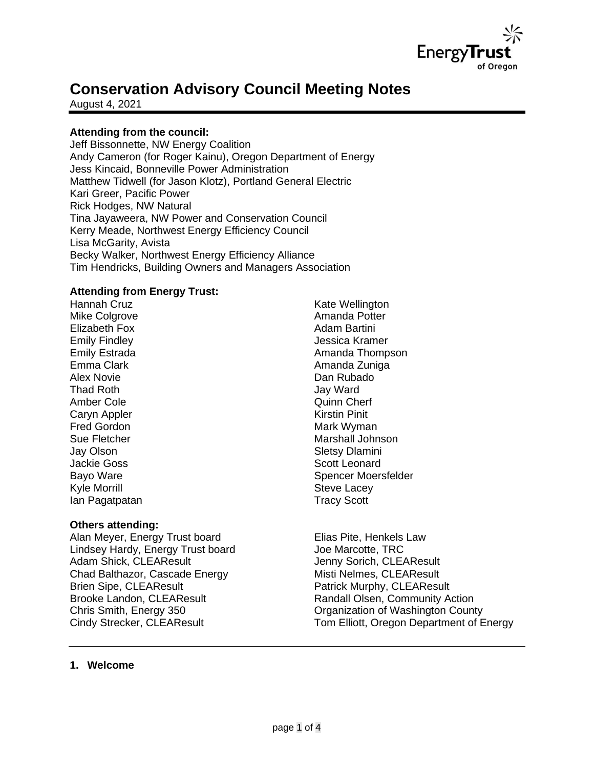# Conservation Advisory Council Meeting Notes

August 4, 2021

**Attending from the council:**
Jeff Bissonnette, NW Energy Coalition
Andy Cameron (for Roger Kainu), Oregon Department of Energy
Jess Kincaid, Bonneville Power Administration
Matthew Tidwell (for Jason Klotz), Portland General Electric
Kari Greer, Pacific Power
Rick Hodges, NW Natural
Tina Jayaweera, NW Power and Conservation Council
Kerry Meade, Northwest Energy Efficiency Council
Lisa McGarity, Avista
Becky Walker, Northwest Energy Efficiency Alliance
Tim Hendricks, Building Owners and Managers Association

**Attending from Energy Trust:**
Hannah Cruz
Mike Colgrove
Elizabeth Fox
Emily Findley
Emily Estrada
Emma Clark
Alex Novie
Thad Roth
Amber Cole
Caryn Appler
Fred Gordon
Sue Fletcher
Jay Olson
Jackie Goss
Bayo Ware
Kyle Morrill
Ian Pagatpatan
Kate Wellington
Amanda Potter
Adam Bartini
Jessica Kramer
Amanda Thompson
Amanda Zuniga
Dan Rubado
Jay Ward
Quinn Cherf
Kirstin Pinit
Mark Wyman
Marshall Johnson
Sletsy Dlamini
Scott Leonard
Spencer Moersfelder
Steve Lacey
Tracy Scott

**Others attending:**
Alan Meyer, Energy Trust board
Lindsey Hardy, Energy Trust board
Adam Shick, CLEAResult
Chad Balthazor, Cascade Energy
Brien Sipe, CLEAResult
Brooke Landon, CLEAResult
Chris Smith, Energy 350
Cindy Strecker, CLEAResult
Elias Pite, Henkels Law
Joe Marcotte, TRC
Jenny Sorich, CLEAResult
Misti Nelmes, CLEAResult
Patrick Murphy, CLEAResult
Randall Olsen, Community Action Organization of Washington County
Tom Elliott, Oregon Department of Energy

---

## 1. Welcome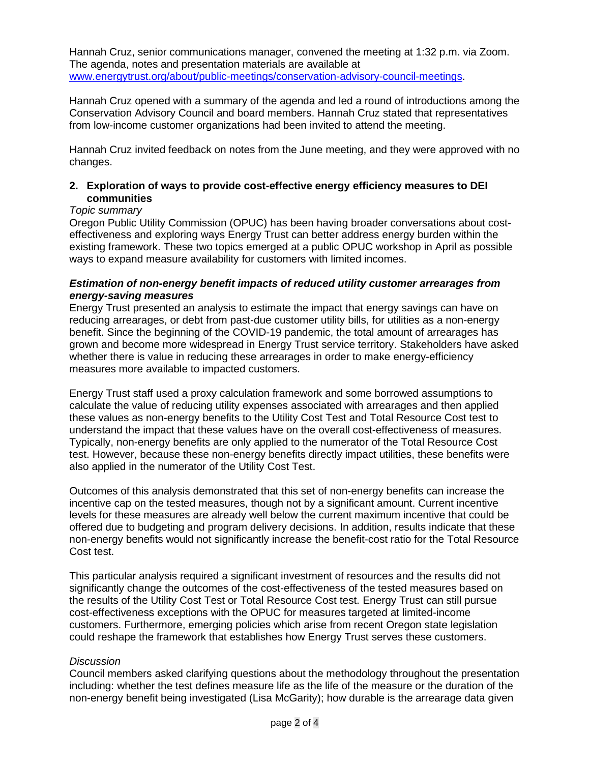Hannah Cruz, senior communications manager, convened the meeting at 1:32 p.m. via Zoom. The agenda, notes and presentation materials are available at www.energytrust.org/about/public-meetings/conservation-advisory-council-meetings.

Hannah Cruz opened with a summary of the agenda and led a round of introductions among the Conservation Advisory Council and board members. Hannah Cruz stated that representatives from low-income customer organizations had been invited to attend the meeting.

Hannah Cruz invited feedback on notes from the June meeting, and they were approved with no changes.

## 2. Exploration of ways to provide cost-effective energy efficiency measures to DEI communities

*Topic summary*

Oregon Public Utility Commission (OPUC) has been having broader conversations about cost-effectiveness and exploring ways Energy Trust can better address energy burden within the existing framework. These two topics emerged at a public OPUC workshop in April as possible ways to expand measure availability for customers with limited incomes.

***Estimation of non-energy benefit impacts of reduced utility customer arrearages from energy-saving measures***

Energy Trust presented an analysis to estimate the impact that energy savings can have on reducing arrearages, or debt from past-due customer utility bills, for utilities as a non-energy benefit. Since the beginning of the COVID-19 pandemic, the total amount of arrearages has grown and become more widespread in Energy Trust service territory. Stakeholders have asked whether there is value in reducing these arrearages in order to make energy-efficiency measures more available to impacted customers.

Energy Trust staff used a proxy calculation framework and some borrowed assumptions to calculate the value of reducing utility expenses associated with arrearages and then applied these values as non-energy benefits to the Utility Cost Test and Total Resource Cost test to understand the impact that these values have on the overall cost-effectiveness of measures. Typically, non-energy benefits are only applied to the numerator of the Total Resource Cost test. However, because these non-energy benefits directly impact utilities, these benefits were also applied in the numerator of the Utility Cost Test.

Outcomes of this analysis demonstrated that this set of non-energy benefits can increase the incentive cap on the tested measures, though not by a significant amount. Current incentive levels for these measures are already well below the current maximum incentive that could be offered due to budgeting and program delivery decisions. In addition, results indicate that these non-energy benefits would not significantly increase the benefit-cost ratio for the Total Resource Cost test.

This particular analysis required a significant investment of resources and the results did not significantly change the outcomes of the cost-effectiveness of the tested measures based on the results of the Utility Cost Test or Total Resource Cost test. Energy Trust can still pursue cost-effectiveness exceptions with the OPUC for measures targeted at limited-income customers. Furthermore, emerging policies which arise from recent Oregon state legislation could reshape the framework that establishes how Energy Trust serves these customers.

*Discussion*

Council members asked clarifying questions about the methodology throughout the presentation including: whether the test defines measure life as the life of the measure or the duration of the non-energy benefit being investigated (Lisa McGarity); how durable is the arrearage data given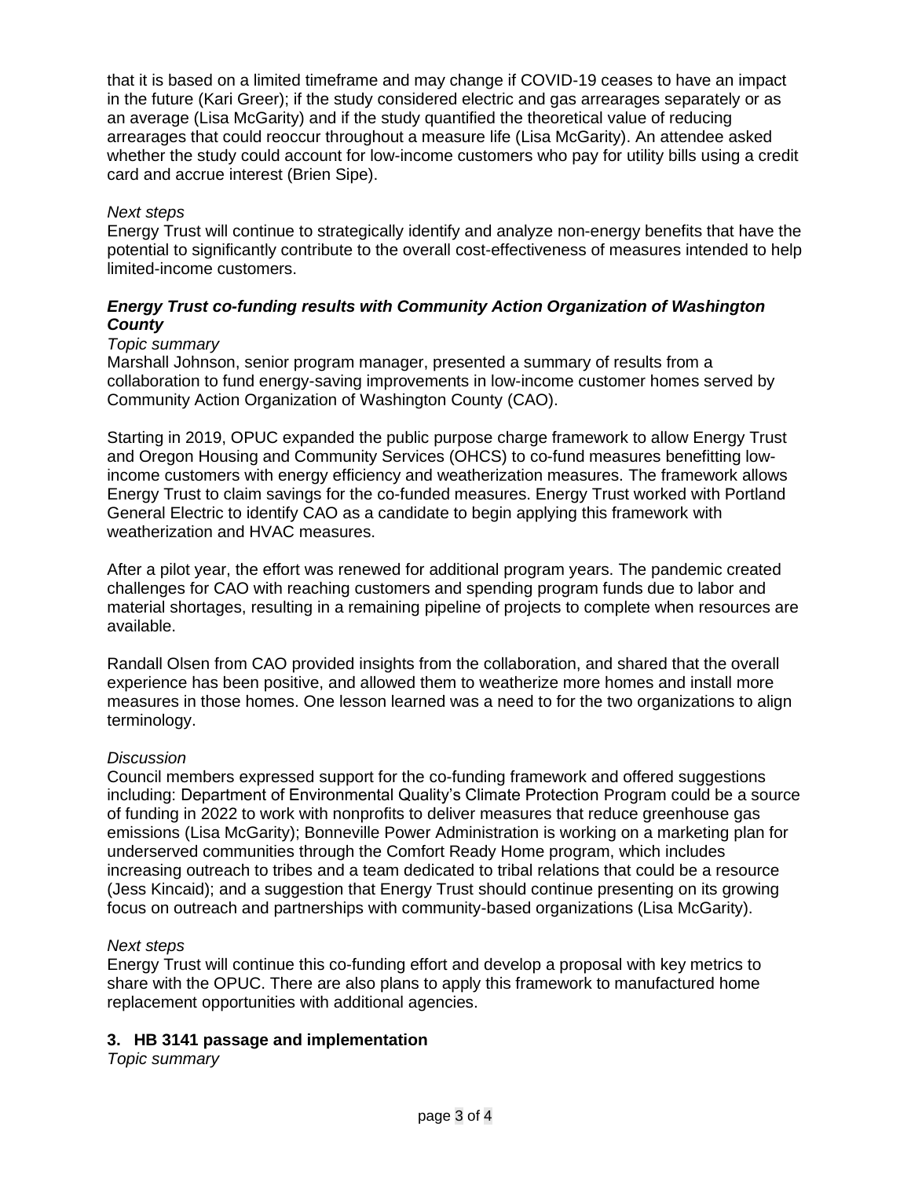that it is based on a limited timeframe and may change if COVID-19 ceases to have an impact in the future (Kari Greer); if the study considered electric and gas arrearages separately or as an average (Lisa McGarity) and if the study quantified the theoretical value of reducing arrearages that could reoccur throughout a measure life (Lisa McGarity). An attendee asked whether the study could account for low-income customers who pay for utility bills using a credit card and accrue interest (Brien Sipe).

*Next steps*

Energy Trust will continue to strategically identify and analyze non-energy benefits that have the potential to significantly contribute to the overall cost-effectiveness of measures intended to help limited-income customers.

***Energy Trust co-funding results with Community Action Organization of Washington County***

*Topic summary*

Marshall Johnson, senior program manager, presented a summary of results from a collaboration to fund energy-saving improvements in low-income customer homes served by Community Action Organization of Washington County (CAO).

Starting in 2019, OPUC expanded the public purpose charge framework to allow Energy Trust and Oregon Housing and Community Services (OHCS) to co-fund measures benefitting low-income customers with energy efficiency and weatherization measures. The framework allows Energy Trust to claim savings for the co-funded measures. Energy Trust worked with Portland General Electric to identify CAO as a candidate to begin applying this framework with weatherization and HVAC measures.

After a pilot year, the effort was renewed for additional program years. The pandemic created challenges for CAO with reaching customers and spending program funds due to labor and material shortages, resulting in a remaining pipeline of projects to complete when resources are available.

Randall Olsen from CAO provided insights from the collaboration, and shared that the overall experience has been positive, and allowed them to weatherize more homes and install more measures in those homes. One lesson learned was a need to for the two organizations to align terminology.

*Discussion*

Council members expressed support for the co-funding framework and offered suggestions including: Department of Environmental Quality's Climate Protection Program could be a source of funding in 2022 to work with nonprofits to deliver measures that reduce greenhouse gas emissions (Lisa McGarity); Bonneville Power Administration is working on a marketing plan for underserved communities through the Comfort Ready Home program, which includes increasing outreach to tribes and a team dedicated to tribal relations that could be a resource (Jess Kincaid); and a suggestion that Energy Trust should continue presenting on its growing focus on outreach and partnerships with community-based organizations (Lisa McGarity).

*Next steps*

Energy Trust will continue this co-funding effort and develop a proposal with key metrics to share with the OPUC. There are also plans to apply this framework to manufactured home replacement opportunities with additional agencies.

## 3. HB 3141 passage and implementation

*Topic summary*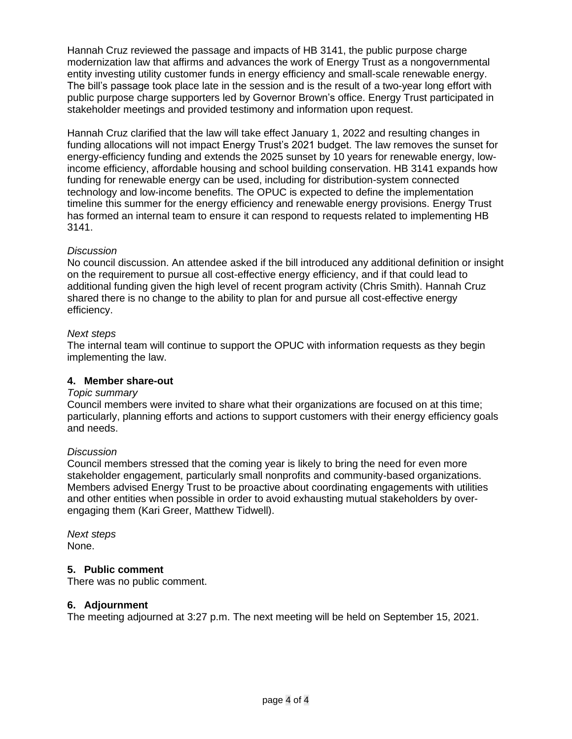Hannah Cruz reviewed the passage and impacts of HB 3141, the public purpose charge modernization law that affirms and advances the work of Energy Trust as a nongovernmental entity investing utility customer funds in energy efficiency and small-scale renewable energy. The bill's passage took place late in the session and is the result of a two-year long effort with public purpose charge supporters led by Governor Brown's office. Energy Trust participated in stakeholder meetings and provided testimony and information upon request.

Hannah Cruz clarified that the law will take effect January 1, 2022 and resulting changes in funding allocations will not impact Energy Trust's 2021 budget. The law removes the sunset for energy-efficiency funding and extends the 2025 sunset by 10 years for renewable energy, low-income efficiency, affordable housing and school building conservation. HB 3141 expands how funding for renewable energy can be used, including for distribution-system connected technology and low-income benefits. The OPUC is expected to define the implementation timeline this summer for the energy efficiency and renewable energy provisions. Energy Trust has formed an internal team to ensure it can respond to requests related to implementing HB 3141.

*Discussion*

No council discussion. An attendee asked if the bill introduced any additional definition or insight on the requirement to pursue all cost-effective energy efficiency, and if that could lead to additional funding given the high level of recent program activity (Chris Smith). Hannah Cruz shared there is no change to the ability to plan for and pursue all cost-effective energy efficiency.

*Next steps*

The internal team will continue to support the OPUC with information requests as they begin implementing the law.

### 4. Member share-out

*Topic summary*

Council members were invited to share what their organizations are focused on at this time; particularly, planning efforts and actions to support customers with their energy efficiency goals and needs.

*Discussion*

Council members stressed that the coming year is likely to bring the need for even more stakeholder engagement, particularly small nonprofits and community-based organizations. Members advised Energy Trust to be proactive about coordinating engagements with utilities and other entities when possible in order to avoid exhausting mutual stakeholders by over-engaging them (Kari Greer, Matthew Tidwell).

*Next steps*

None.

### 5. Public comment

There was no public comment.

### 6. Adjournment

The meeting adjourned at 3:27 p.m. The next meeting will be held on September 15, 2021.